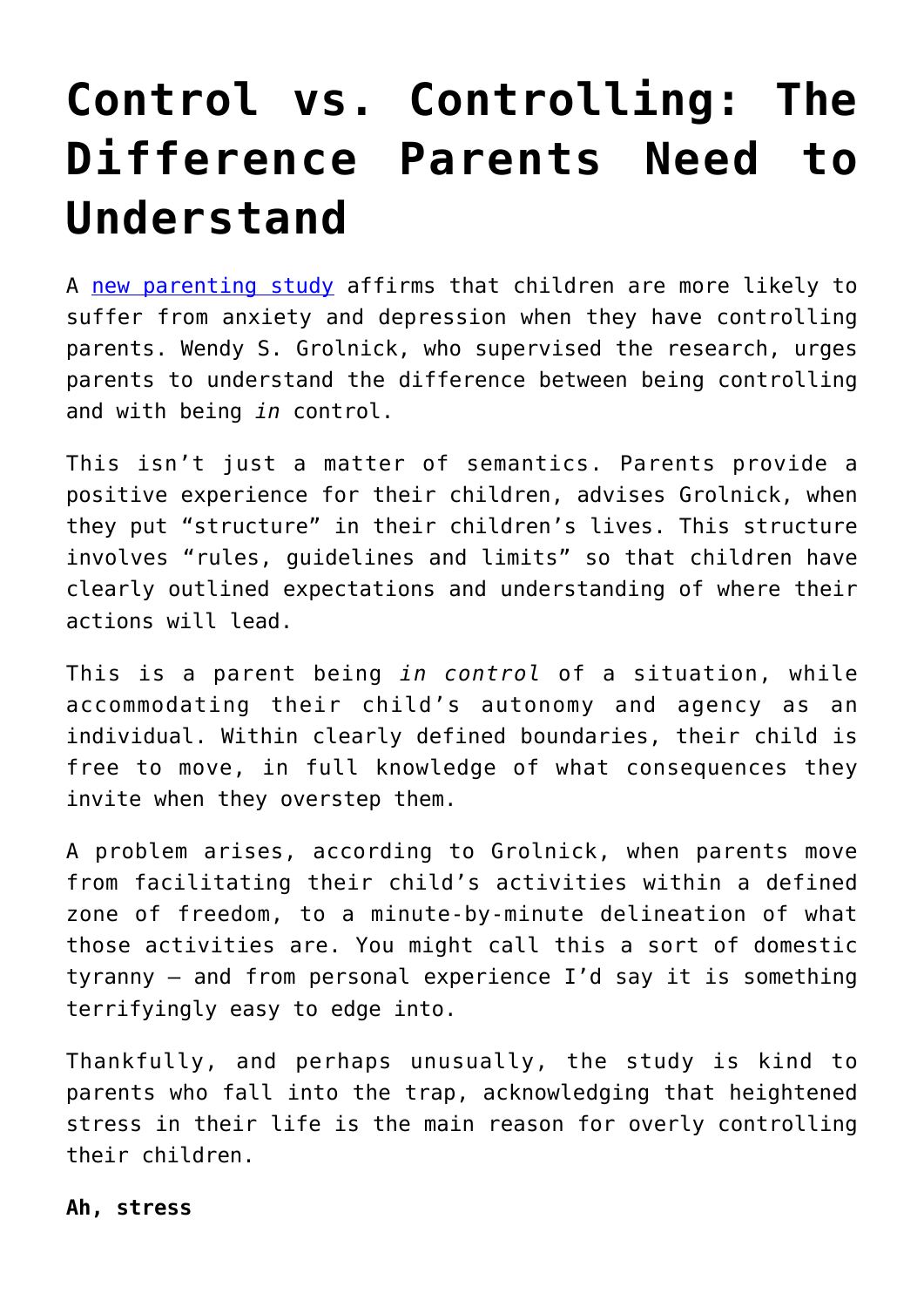# Control vs. Controlling: The Difference Parents Need to Understand

A [new parenting study](#) affirms that children are more likely to suffer from anxiety and depression when they have controlling parents. Wendy S. Grolnick, who supervised the research, urges parents to understand the difference between being controlling and with being *in* control.

This isn't just a matter of semantics. Parents provide a positive experience for their children, advises Grolnick, when they put "structure" in their children's lives. This structure involves "rules, guidelines and limits" so that children have clearly outlined expectations and understanding of where their actions will lead.

This is a parent being *in control* of a situation, while accommodating their child's autonomy and agency as an individual. Within clearly defined boundaries, their child is free to move, in full knowledge of what consequences they invite when they overstep them.

A problem arises, according to Grolnick, when parents move from facilitating their child's activities within a defined zone of freedom, to a minute-by-minute delineation of what those activities are. You might call this a sort of domestic tyranny – and from personal experience I'd say it is something terrifyingly easy to edge into.

Thankfully, and perhaps unusually, the study is kind to parents who fall into the trap, acknowledging that heightened stress in their life is the main reason for overly controlling their children.

**Ah, stress**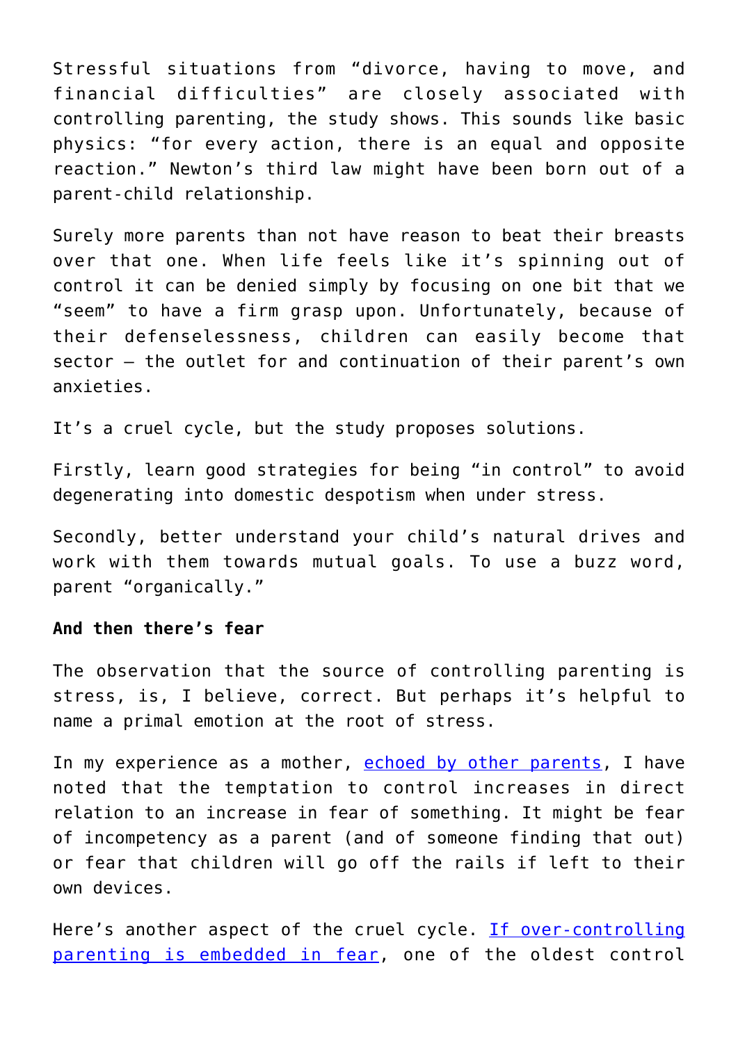Stressful situations from "divorce, having to move, and financial difficulties" are closely associated with controlling parenting, the study shows. This sounds like basic physics: "for every action, there is an equal and opposite reaction." Newton's third law might have been born out of a parent-child relationship.

Surely more parents than not have reason to beat their breasts over that one. When life feels like it's spinning out of control it can be denied simply by focusing on one bit that we "seem" to have a firm grasp upon. Unfortunately, because of their defenselessness, children can easily become that sector – the outlet for and continuation of their parent's own anxieties.

It's a cruel cycle, but the study proposes solutions.

Firstly, learn good strategies for being "in control" to avoid degenerating into domestic despotism when under stress.

Secondly, better understand your child's natural drives and work with them towards mutual goals. To use a buzz word, parent "organically."

**And then there's fear**

The observation that the source of controlling parenting is stress, is, I believe, correct. But perhaps it's helpful to name a primal emotion at the root of stress.

In my experience as a mother, echoed by other parents, I have noted that the temptation to control increases in direct relation to an increase in fear of something. It might be fear of incompetency as a parent (and of someone finding that out) or fear that children will go off the rails if left to their own devices.

Here's another aspect of the cruel cycle. If over-controlling parenting is embedded in fear, one of the oldest control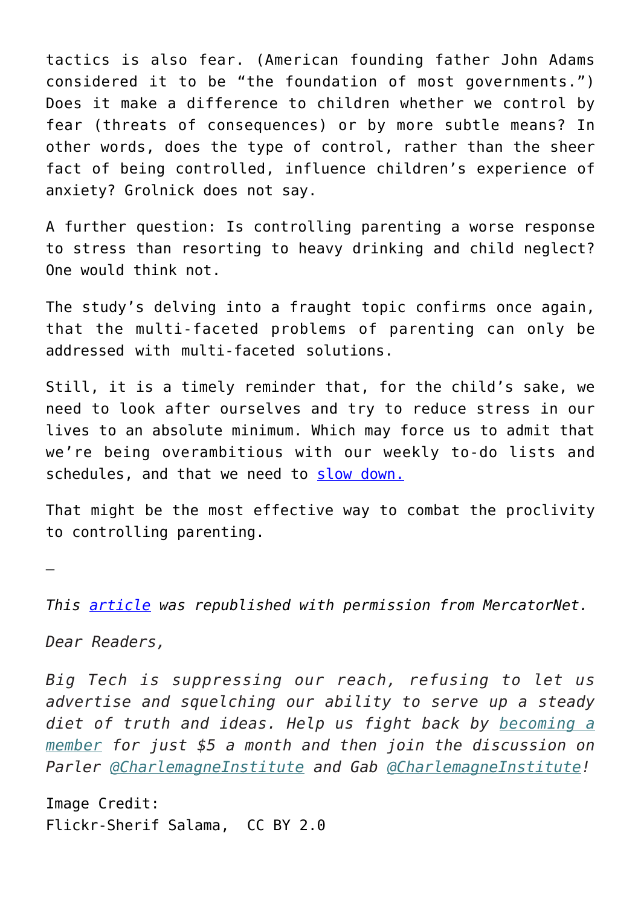tactics is also fear. (American founding father John Adams considered it to be "the foundation of most governments.") Does it make a difference to children whether we control by fear (threats of consequences) or by more subtle means? In other words, does the type of control, rather than the sheer fact of being controlled, influence children's experience of anxiety? Grolnick does not say.

A further question: Is controlling parenting a worse response to stress than resorting to heavy drinking and child neglect? One would think not.

The study's delving into a fraught topic confirms once again, that the multi-faceted problems of parenting can only be addressed with multi-faceted solutions.

Still, it is a timely reminder that, for the child's sake, we need to look after ourselves and try to reduce stress in our lives to an absolute minimum. Which may force us to admit that we're being overambitious with our weekly to-do lists and schedules, and that we need to slow down.

That might be the most effective way to combat the proclivity to controlling parenting.

—

*This article was republished with permission from MercatorNet.*

*Dear Readers,*

*Big Tech is suppressing our reach, refusing to let us advertise and squelching our ability to serve up a steady diet of truth and ideas. Help us fight back by becoming a member for just $5 a month and then join the discussion on Parler @CharlemagneInstitute and Gab @CharlemagneInstitute!*

Image Credit:
Flickr-Sherif Salama, CC BY 2.0